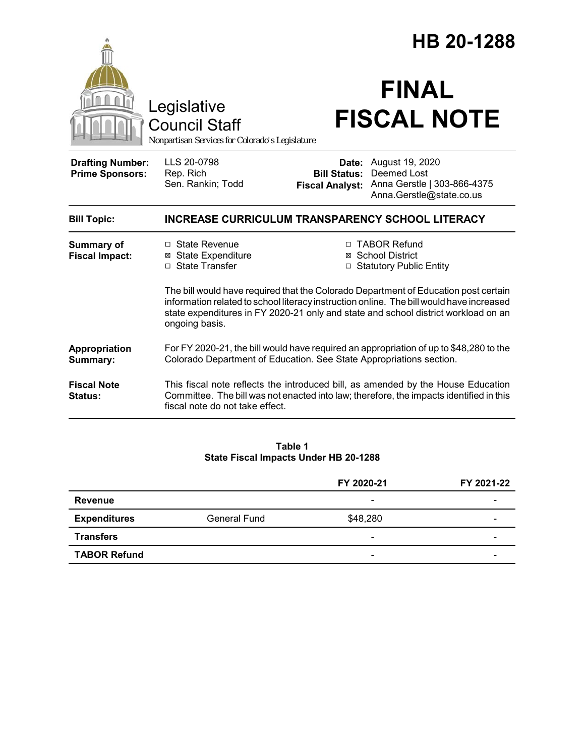# HB 20-1288

Legislative Council Staff

*Nonpartisan Services for Colorado's Legislature*

# FINAL FISCAL NOTE

| | | | |
|---|---|---|---|
| **Drafting Number:** | LLS 20-0798 | **Date:** | August 19, 2020 |
| **Prime Sponsors:** | Rep. Rich<br>Sen. Rankin; Todd | **Bill Status:** | Deemed Lost |
| | | **Fiscal Analyst:** | Anna Gerstle \| 303-866-4375<br>Anna.Gerstle@state.co.us |

| | |
|---|---|
| **Bill Topic:** | **INCREASE CURRICULUM TRANSPARENCY SCHOOL LITERACY** |
| **Summary of Fiscal Impact:** | ☐ State Revenue<br>☒ State Expenditure<br>☐ State Transfer<br>☐ TABOR Refund<br>☒ School District<br>☐ Statutory Public Entity<br><br>The bill would have required that the Colorado Department of Education post certain information related to school literacy instruction online. The bill would have increased state expenditures in FY 2020-21 only and state and school district workload on an ongoing basis. |
| **Appropriation Summary:** | For FY 2020-21, the bill would have required an appropriation of up to $48,280 to the Colorado Department of Education. See State Appropriations section. |
| **Fiscal Note Status:** | This fiscal note reflects the introduced bill, as amended by the House Education Committee. The bill was not enacted into law; therefore, the impacts identified in this fiscal note do not take effect. |

**Table 1**
**State Fiscal Impacts Under HB 20-1288**

| | | FY 2020-21 | FY 2021-22 |
|---|---|---|---|
| **Revenue** | | - | - |
| **Expenditures** | General Fund | $48,280 | - |
| **Transfers** | | - | - |
| **TABOR Refund** | | - | - |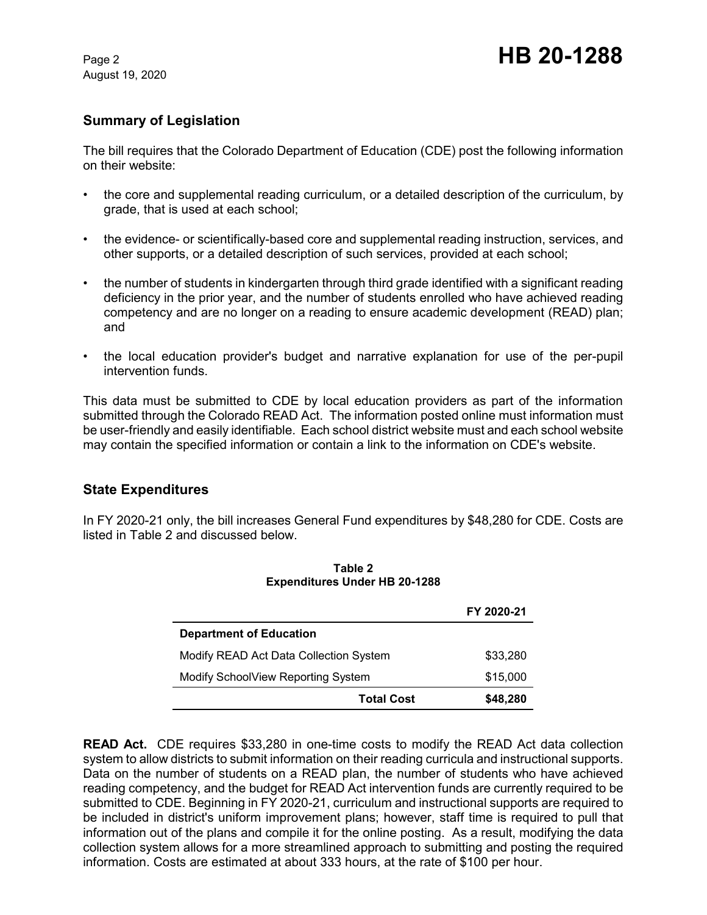## Summary of Legislation

The bill requires that the Colorado Department of Education (CDE) post the following information on their website:

- the core and supplemental reading curriculum, or a detailed description of the curriculum, by grade, that is used at each school;
- the evidence- or scientifically-based core and supplemental reading instruction, services, and other supports, or a detailed description of such services, provided at each school;
- the number of students in kindergarten through third grade identified with a significant reading deficiency in the prior year, and the number of students enrolled who have achieved reading competency and are no longer on a reading to ensure academic development (READ) plan; and
- the local education provider's budget and narrative explanation for use of the per-pupil intervention funds.

This data must be submitted to CDE by local education providers as part of the information submitted through the Colorado READ Act. The information posted online must information must be user-friendly and easily identifiable. Each school district website must and each school website may contain the specified information or contain a link to the information on CDE's website.

## State Expenditures

In FY 2020-21 only, the bill increases General Fund expenditures by $48,280 for CDE. Costs are listed in Table 2 and discussed below.

**Table 2**
**Expenditures Under HB 20-1288**

| | FY 2020-21 |
|---|---|
| **Department of Education** | |
| Modify READ Act Data Collection System | $33,280 |
| Modify SchoolView Reporting System | $15,000 |
| **Total Cost** | **$48,280** |

**READ Act.** CDE requires $33,280 in one-time costs to modify the READ Act data collection system to allow districts to submit information on their reading curricula and instructional supports. Data on the number of students on a READ plan, the number of students who have achieved reading competency, and the budget for READ Act intervention funds are currently required to be submitted to CDE. Beginning in FY 2020-21, curriculum and instructional supports are required to be included in district's uniform improvement plans; however, staff time is required to pull that information out of the plans and compile it for the online posting. As a result, modifying the data collection system allows for a more streamlined approach to submitting and posting the required information. Costs are estimated at about 333 hours, at the rate of $100 per hour.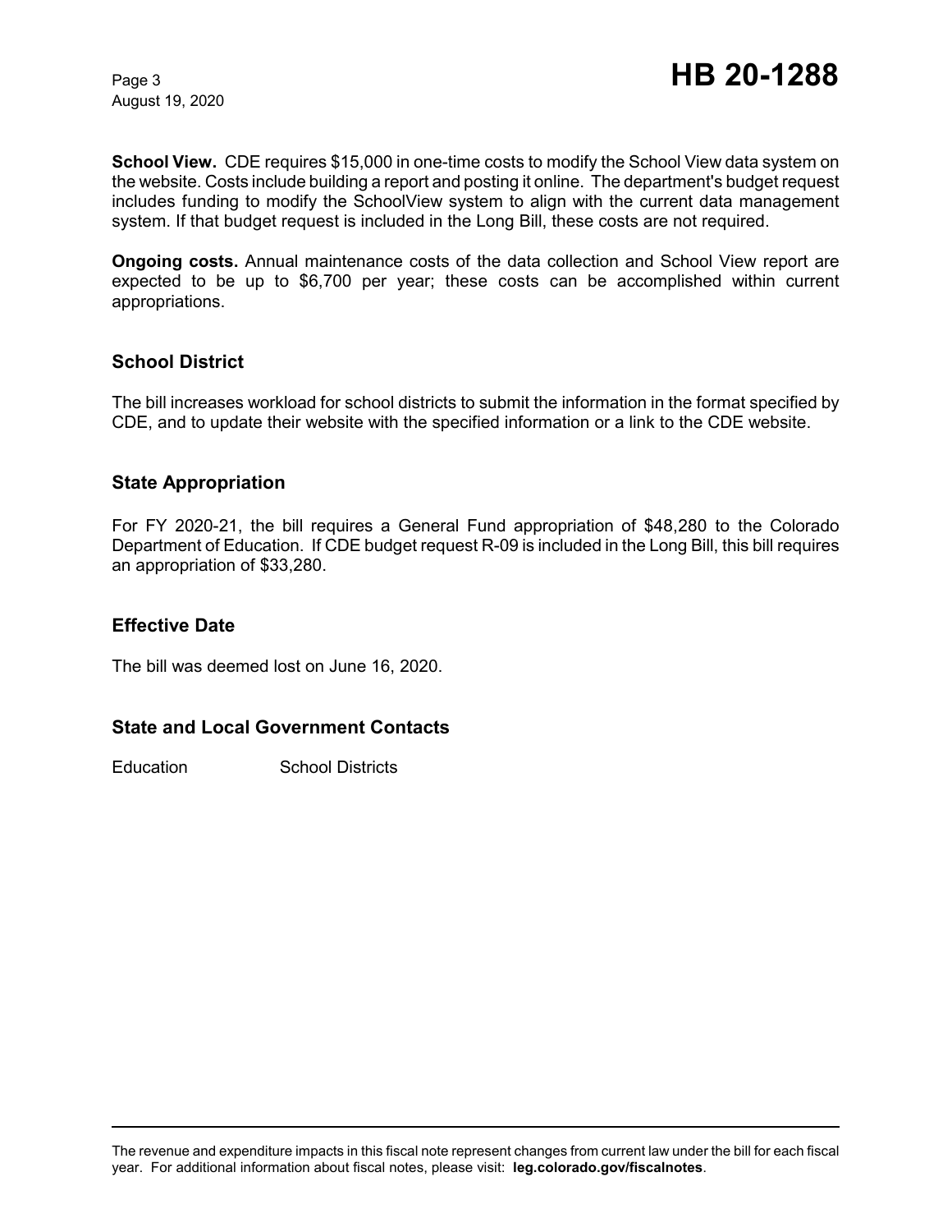**School View.** CDE requires $15,000 in one-time costs to modify the School View data system on the website. Costs include building a report and posting it online. The department's budget request includes funding to modify the SchoolView system to align with the current data management system. If that budget request is included in the Long Bill, these costs are not required.

**Ongoing costs.** Annual maintenance costs of the data collection and School View report are expected to be up to $6,700 per year; these costs can be accomplished within current appropriations.

## School District

The bill increases workload for school districts to submit the information in the format specified by CDE, and to update their website with the specified information or a link to the CDE website.

## State Appropriation

For FY 2020-21, the bill requires a General Fund appropriation of $48,280 to the Colorado Department of Education. If CDE budget request R-09 is included in the Long Bill, this bill requires an appropriation of $33,280.

## Effective Date

The bill was deemed lost on June 16, 2020.

## State and Local Government Contacts

Education    School Districts

The revenue and expenditure impacts in this fiscal note represent changes from current law under the bill for each fiscal year. For additional information about fiscal notes, please visit: **leg.colorado.gov/fiscalnotes**.